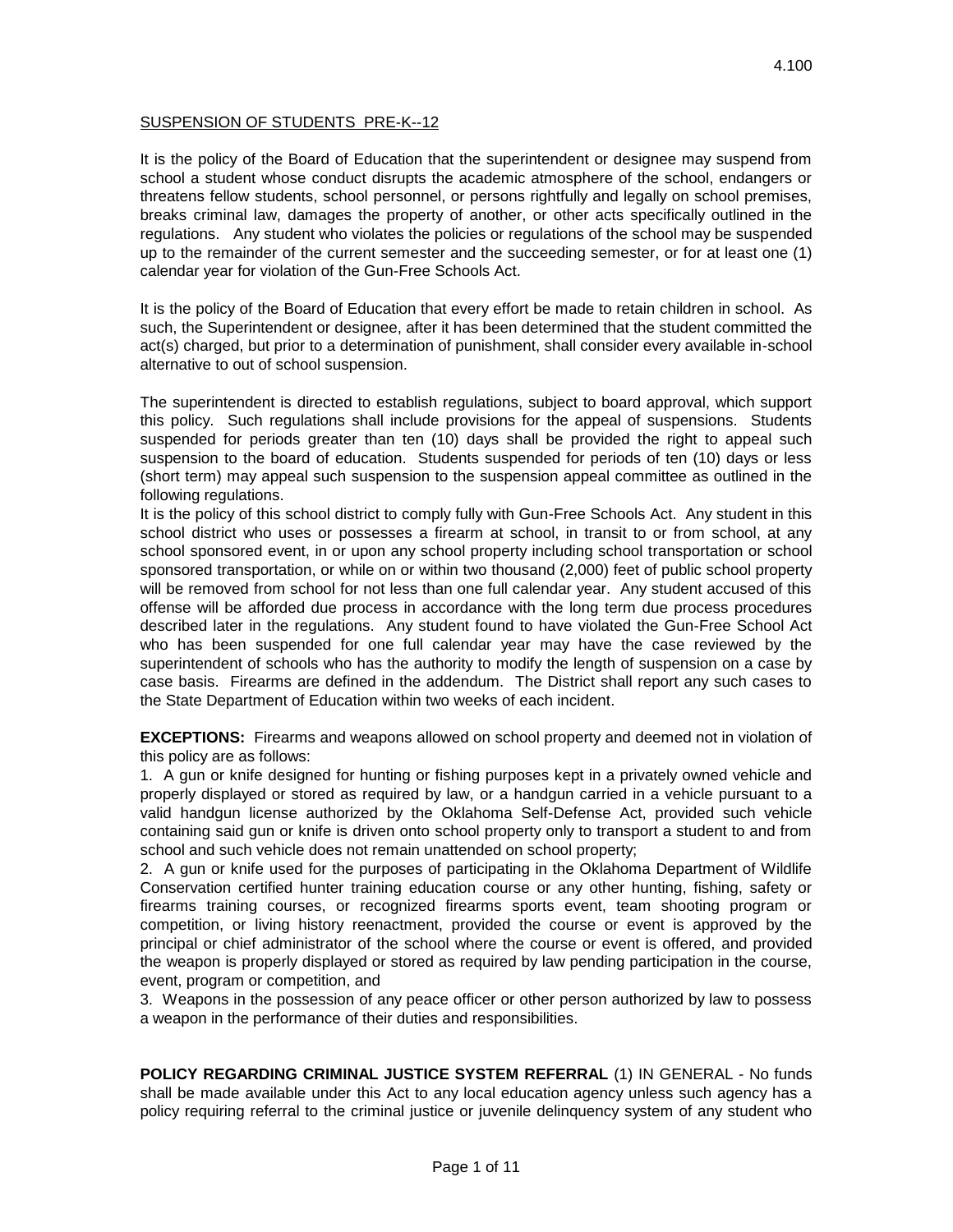## SUSPENSION OF STUDENTS PRE-K--12

It is the policy of the Board of Education that the superintendent or designee may suspend from school a student whose conduct disrupts the academic atmosphere of the school, endangers or threatens fellow students, school personnel, or persons rightfully and legally on school premises, breaks criminal law, damages the property of another, or other acts specifically outlined in the regulations. Any student who violates the policies or regulations of the school may be suspended up to the remainder of the current semester and the succeeding semester, or for at least one (1) calendar year for violation of the Gun-Free Schools Act.

It is the policy of the Board of Education that every effort be made to retain children in school. As such, the Superintendent or designee, after it has been determined that the student committed the act(s) charged, but prior to a determination of punishment, shall consider every available in-school alternative to out of school suspension.

The superintendent is directed to establish regulations, subject to board approval, which support this policy. Such regulations shall include provisions for the appeal of suspensions. Students suspended for periods greater than ten (10) days shall be provided the right to appeal such suspension to the board of education. Students suspended for periods of ten (10) days or less (short term) may appeal such suspension to the suspension appeal committee as outlined in the following regulations.

It is the policy of this school district to comply fully with Gun-Free Schools Act. Any student in this school district who uses or possesses a firearm at school, in transit to or from school, at any school sponsored event, in or upon any school property including school transportation or school sponsored transportation, or while on or within two thousand (2,000) feet of public school property will be removed from school for not less than one full calendar year. Any student accused of this offense will be afforded due process in accordance with the long term due process procedures described later in the regulations. Any student found to have violated the Gun-Free School Act who has been suspended for one full calendar year may have the case reviewed by the superintendent of schools who has the authority to modify the length of suspension on a case by case basis. Firearms are defined in the addendum. The District shall report any such cases to the State Department of Education within two weeks of each incident.

**EXCEPTIONS:** Firearms and weapons allowed on school property and deemed not in violation of this policy are as follows:

1. A gun or knife designed for hunting or fishing purposes kept in a privately owned vehicle and properly displayed or stored as required by law, or a handgun carried in a vehicle pursuant to a valid handgun license authorized by the Oklahoma Self-Defense Act, provided such vehicle containing said gun or knife is driven onto school property only to transport a student to and from school and such vehicle does not remain unattended on school property;
2. A gun or knife used for the purposes of participating in the Oklahoma Department of Wildlife Conservation certified hunter training education course or any other hunting, fishing, safety or firearms training courses, or recognized firearms sports event, team shooting program or competition, or living history reenactment, provided the course or event is approved by the principal or chief administrator of the school where the course or event is offered, and provided the weapon is properly displayed or stored as required by law pending participation in the course, event, program or competition, and
3. Weapons in the possession of any peace officer or other person authorized by law to possess a weapon in the performance of their duties and responsibilities.

**POLICY REGARDING CRIMINAL JUSTICE SYSTEM REFERRAL** (1) IN GENERAL - No funds shall be made available under this Act to any local education agency unless such agency has a policy requiring referral to the criminal justice or juvenile delinquency system of any student who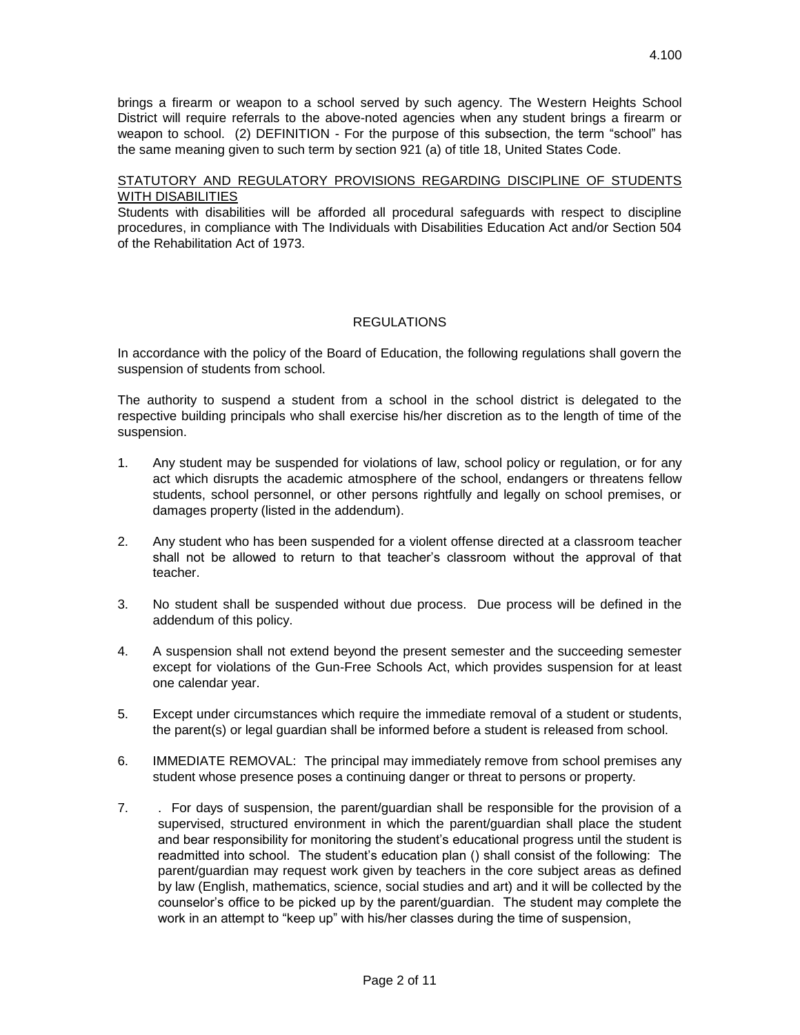brings a firearm or weapon to a school served by such agency. The Western Heights School District will require referrals to the above-noted agencies when any student brings a firearm or weapon to school. (2) DEFINITION - For the purpose of this subsection, the term "school" has the same meaning given to such term by section 921 (a) of title 18, United States Code.

STATUTORY AND REGULATORY PROVISIONS REGARDING DISCIPLINE OF STUDENTS WITH DISABILITIES

Students with disabilities will be afforded all procedural safeguards with respect to discipline procedures, in compliance with The Individuals with Disabilities Education Act and/or Section 504 of the Rehabilitation Act of 1973.

## REGULATIONS

In accordance with the policy of the Board of Education, the following regulations shall govern the suspension of students from school.

The authority to suspend a student from a school in the school district is delegated to the respective building principals who shall exercise his/her discretion as to the length of time of the suspension.

1. Any student may be suspended for violations of law, school policy or regulation, or for any act which disrupts the academic atmosphere of the school, endangers or threatens fellow students, school personnel, or other persons rightfully and legally on school premises, or damages property (listed in the addendum).

2. Any student who has been suspended for a violent offense directed at a classroom teacher shall not be allowed to return to that teacher's classroom without the approval of that teacher.

3. No student shall be suspended without due process. Due process will be defined in the addendum of this policy.

4. A suspension shall not extend beyond the present semester and the succeeding semester except for violations of the Gun-Free Schools Act, which provides suspension for at least one calendar year.

5. Except under circumstances which require the immediate removal of a student or students, the parent(s) or legal guardian shall be informed before a student is released from school.

6. IMMEDIATE REMOVAL: The principal may immediately remove from school premises any student whose presence poses a continuing danger or threat to persons or property.

7. . For days of suspension, the parent/guardian shall be responsible for the provision of a supervised, structured environment in which the parent/guardian shall place the student and bear responsibility for monitoring the student's educational progress until the student is readmitted into school. The student's education plan () shall consist of the following: The parent/guardian may request work given by teachers in the core subject areas as defined by law (English, mathematics, science, social studies and art) and it will be collected by the counselor's office to be picked up by the parent/guardian. The student may complete the work in an attempt to "keep up" with his/her classes during the time of suspension,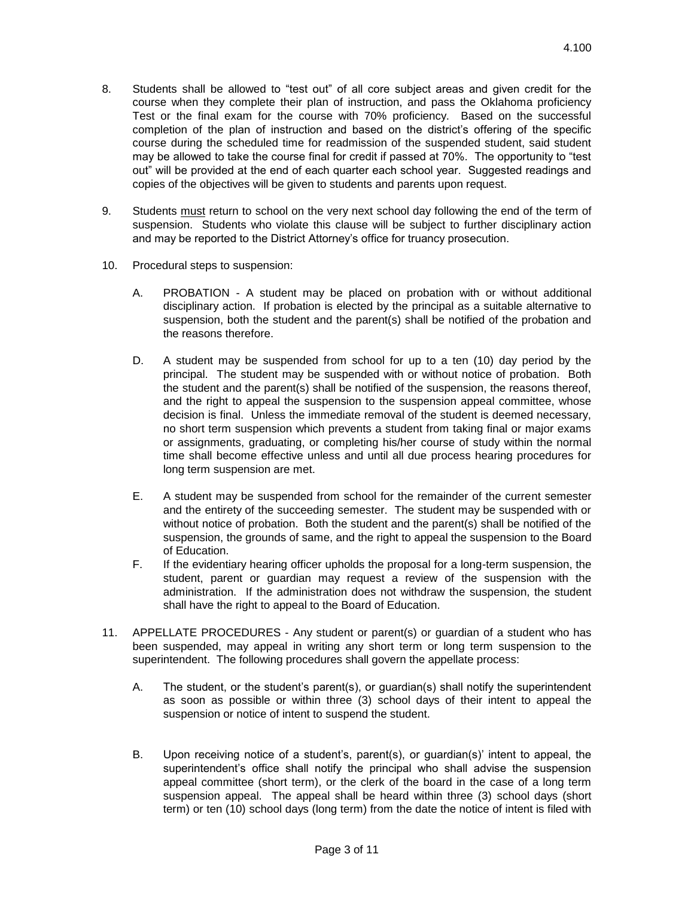8. Students shall be allowed to "test out" of all core subject areas and given credit for the course when they complete their plan of instruction, and pass the Oklahoma proficiency Test or the final exam for the course with 70% proficiency. Based on the successful completion of the plan of instruction and based on the district's offering of the specific course during the scheduled time for readmission of the suspended student, said student may be allowed to take the course final for credit if passed at 70%. The opportunity to "test out" will be provided at the end of each quarter each school year. Suggested readings and copies of the objectives will be given to students and parents upon request.

9. Students <u>must</u> return to school on the very next school day following the end of the term of suspension. Students who violate this clause will be subject to further disciplinary action and may be reported to the District Attorney's office for truancy prosecution.

10. Procedural steps to suspension:

    A. PROBATION - A student may be placed on probation with or without additional disciplinary action. If probation is elected by the principal as a suitable alternative to suspension, both the student and the parent(s) shall be notified of the probation and the reasons therefore.

    D. A student may be suspended from school for up to a ten (10) day period by the principal. The student may be suspended with or without notice of probation. Both the student and the parent(s) shall be notified of the suspension, the reasons thereof, and the right to appeal the suspension to the suspension appeal committee, whose decision is final. Unless the immediate removal of the student is deemed necessary, no short term suspension which prevents a student from taking final or major exams or assignments, graduating, or completing his/her course of study within the normal time shall become effective unless and until all due process hearing procedures for long term suspension are met.

    E. A student may be suspended from school for the remainder of the current semester and the entirety of the succeeding semester. The student may be suspended with or without notice of probation. Both the student and the parent(s) shall be notified of the suspension, the grounds of same, and the right to appeal the suspension to the Board of Education.

    F. If the evidentiary hearing officer upholds the proposal for a long-term suspension, the student, parent or guardian may request a review of the suspension with the administration. If the administration does not withdraw the suspension, the student shall have the right to appeal to the Board of Education.

11. APPELLATE PROCEDURES - Any student or parent(s) or guardian of a student who has been suspended, may appeal in writing any short term or long term suspension to the superintendent. The following procedures shall govern the appellate process:

    A. The student, or the student's parent(s), or guardian(s) shall notify the superintendent as soon as possible or within three (3) school days of their intent to appeal the suspension or notice of intent to suspend the student.

    B. Upon receiving notice of a student's, parent(s), or guardian(s)' intent to appeal, the superintendent's office shall notify the principal who shall advise the suspension appeal committee (short term), or the clerk of the board in the case of a long term suspension appeal. The appeal shall be heard within three (3) school days (short term) or ten (10) school days (long term) from the date the notice of intent is filed with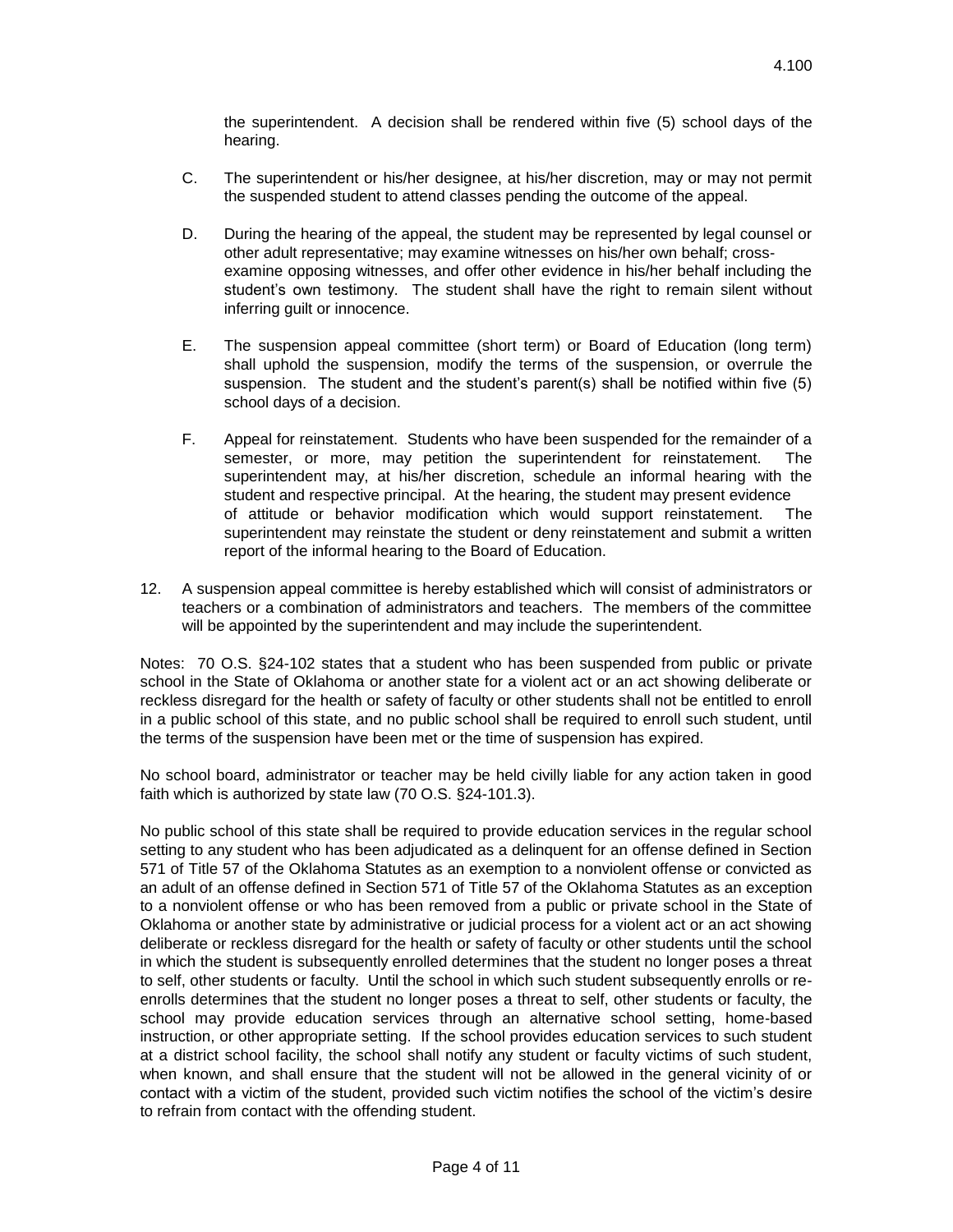the superintendent. A decision shall be rendered within five (5) school days of the hearing.

C. The superintendent or his/her designee, at his/her discretion, may or may not permit the suspended student to attend classes pending the outcome of the appeal.

D. During the hearing of the appeal, the student may be represented by legal counsel or other adult representative; may examine witnesses on his/her own behalf; cross-examine opposing witnesses, and offer other evidence in his/her behalf including the student's own testimony. The student shall have the right to remain silent without inferring guilt or innocence.

E. The suspension appeal committee (short term) or Board of Education (long term) shall uphold the suspension, modify the terms of the suspension, or overrule the suspension. The student and the student's parent(s) shall be notified within five (5) school days of a decision.

F. Appeal for reinstatement. Students who have been suspended for the remainder of a semester, or more, may petition the superintendent for reinstatement. The superintendent may, at his/her discretion, schedule an informal hearing with the student and respective principal. At the hearing, the student may present evidence of attitude or behavior modification which would support reinstatement. The superintendent may reinstate the student or deny reinstatement and submit a written report of the informal hearing to the Board of Education.

12. A suspension appeal committee is hereby established which will consist of administrators or teachers or a combination of administrators and teachers. The members of the committee will be appointed by the superintendent and may include the superintendent.

Notes: 70 O.S. §24-102 states that a student who has been suspended from public or private school in the State of Oklahoma or another state for a violent act or an act showing deliberate or reckless disregard for the health or safety of faculty or other students shall not be entitled to enroll in a public school of this state, and no public school shall be required to enroll such student, until the terms of the suspension have been met or the time of suspension has expired.

No school board, administrator or teacher may be held civilly liable for any action taken in good faith which is authorized by state law (70 O.S. §24-101.3).

No public school of this state shall be required to provide education services in the regular school setting to any student who has been adjudicated as a delinquent for an offense defined in Section 571 of Title 57 of the Oklahoma Statutes as an exemption to a nonviolent offense or convicted as an adult of an offense defined in Section 571 of Title 57 of the Oklahoma Statutes as an exception to a nonviolent offense or who has been removed from a public or private school in the State of Oklahoma or another state by administrative or judicial process for a violent act or an act showing deliberate or reckless disregard for the health or safety of faculty or other students until the school in which the student is subsequently enrolled determines that the student no longer poses a threat to self, other students or faculty. Until the school in which such student subsequently enrolls or re-enrolls determines that the student no longer poses a threat to self, other students or faculty, the school may provide education services through an alternative school setting, home-based instruction, or other appropriate setting. If the school provides education services to such student at a district school facility, the school shall notify any student or faculty victims of such student, when known, and shall ensure that the student will not be allowed in the general vicinity of or contact with a victim of the student, provided such victim notifies the school of the victim's desire to refrain from contact with the offending student.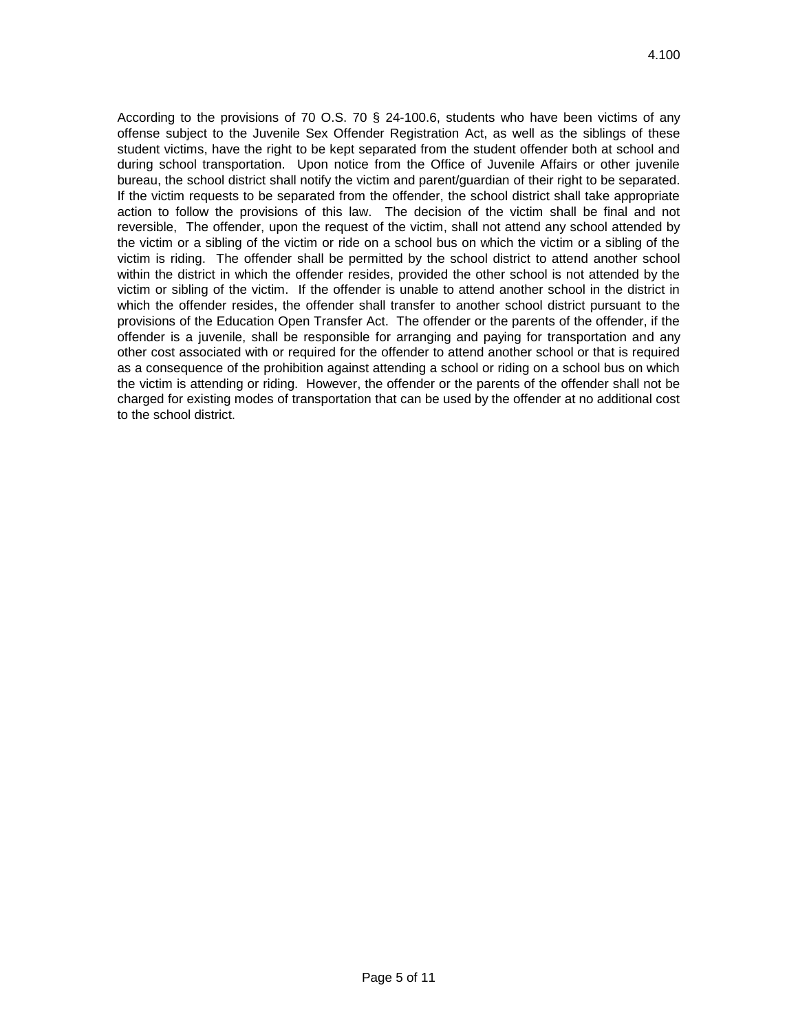According to the provisions of 70 O.S. 70 § 24-100.6, students who have been victims of any offense subject to the Juvenile Sex Offender Registration Act, as well as the siblings of these student victims, have the right to be kept separated from the student offender both at school and during school transportation. Upon notice from the Office of Juvenile Affairs or other juvenile bureau, the school district shall notify the victim and parent/guardian of their right to be separated. If the victim requests to be separated from the offender, the school district shall take appropriate action to follow the provisions of this law. The decision of the victim shall be final and not reversible, The offender, upon the request of the victim, shall not attend any school attended by the victim or a sibling of the victim or ride on a school bus on which the victim or a sibling of the victim is riding. The offender shall be permitted by the school district to attend another school within the district in which the offender resides, provided the other school is not attended by the victim or sibling of the victim. If the offender is unable to attend another school in the district in which the offender resides, the offender shall transfer to another school district pursuant to the provisions of the Education Open Transfer Act. The offender or the parents of the offender, if the offender is a juvenile, shall be responsible for arranging and paying for transportation and any other cost associated with or required for the offender to attend another school or that is required as a consequence of the prohibition against attending a school or riding on a school bus on which the victim is attending or riding. However, the offender or the parents of the offender shall not be charged for existing modes of transportation that can be used by the offender at no additional cost to the school district.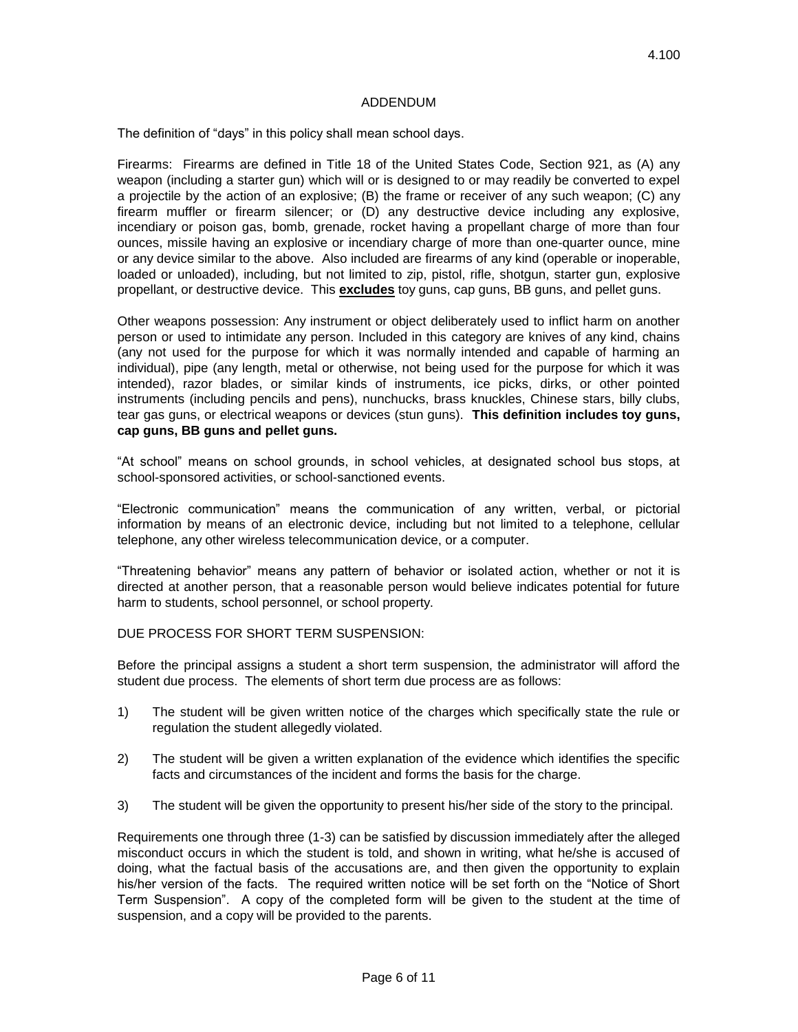## ADDENDUM

The definition of "days" in this policy shall mean school days.

Firearms: Firearms are defined in Title 18 of the United States Code, Section 921, as (A) any weapon (including a starter gun) which will or is designed to or may readily be converted to expel a projectile by the action of an explosive; (B) the frame or receiver of any such weapon; (C) any firearm muffler or firearm silencer; or (D) any destructive device including any explosive, incendiary or poison gas, bomb, grenade, rocket having a propellant charge of more than four ounces, missile having an explosive or incendiary charge of more than one-quarter ounce, mine or any device similar to the above. Also included are firearms of any kind (operable or inoperable, loaded or unloaded), including, but not limited to zip, pistol, rifle, shotgun, starter gun, explosive propellant, or destructive device. This **excludes** toy guns, cap guns, BB guns, and pellet guns.

Other weapons possession: Any instrument or object deliberately used to inflict harm on another person or used to intimidate any person. Included in this category are knives of any kind, chains (any not used for the purpose for which it was normally intended and capable of harming an individual), pipe (any length, metal or otherwise, not being used for the purpose for which it was intended), razor blades, or similar kinds of instruments, ice picks, dirks, or other pointed instruments (including pencils and pens), nunchucks, brass knuckles, Chinese stars, billy clubs, tear gas guns, or electrical weapons or devices (stun guns). **This definition includes toy guns, cap guns, BB guns and pellet guns.**

"At school" means on school grounds, in school vehicles, at designated school bus stops, at school-sponsored activities, or school-sanctioned events.

"Electronic communication" means the communication of any written, verbal, or pictorial information by means of an electronic device, including but not limited to a telephone, cellular telephone, any other wireless telecommunication device, or a computer.

"Threatening behavior" means any pattern of behavior or isolated action, whether or not it is directed at another person, that a reasonable person would believe indicates potential for future harm to students, school personnel, or school property.

DUE PROCESS FOR SHORT TERM SUSPENSION:

Before the principal assigns a student a short term suspension, the administrator will afford the student due process. The elements of short term due process are as follows:

1) The student will be given written notice of the charges which specifically state the rule or regulation the student allegedly violated.

2) The student will be given a written explanation of the evidence which identifies the specific facts and circumstances of the incident and forms the basis for the charge.

3) The student will be given the opportunity to present his/her side of the story to the principal.

Requirements one through three (1-3) can be satisfied by discussion immediately after the alleged misconduct occurs in which the student is told, and shown in writing, what he/she is accused of doing, what the factual basis of the accusations are, and then given the opportunity to explain his/her version of the facts. The required written notice will be set forth on the "Notice of Short Term Suspension". A copy of the completed form will be given to the student at the time of suspension, and a copy will be provided to the parents.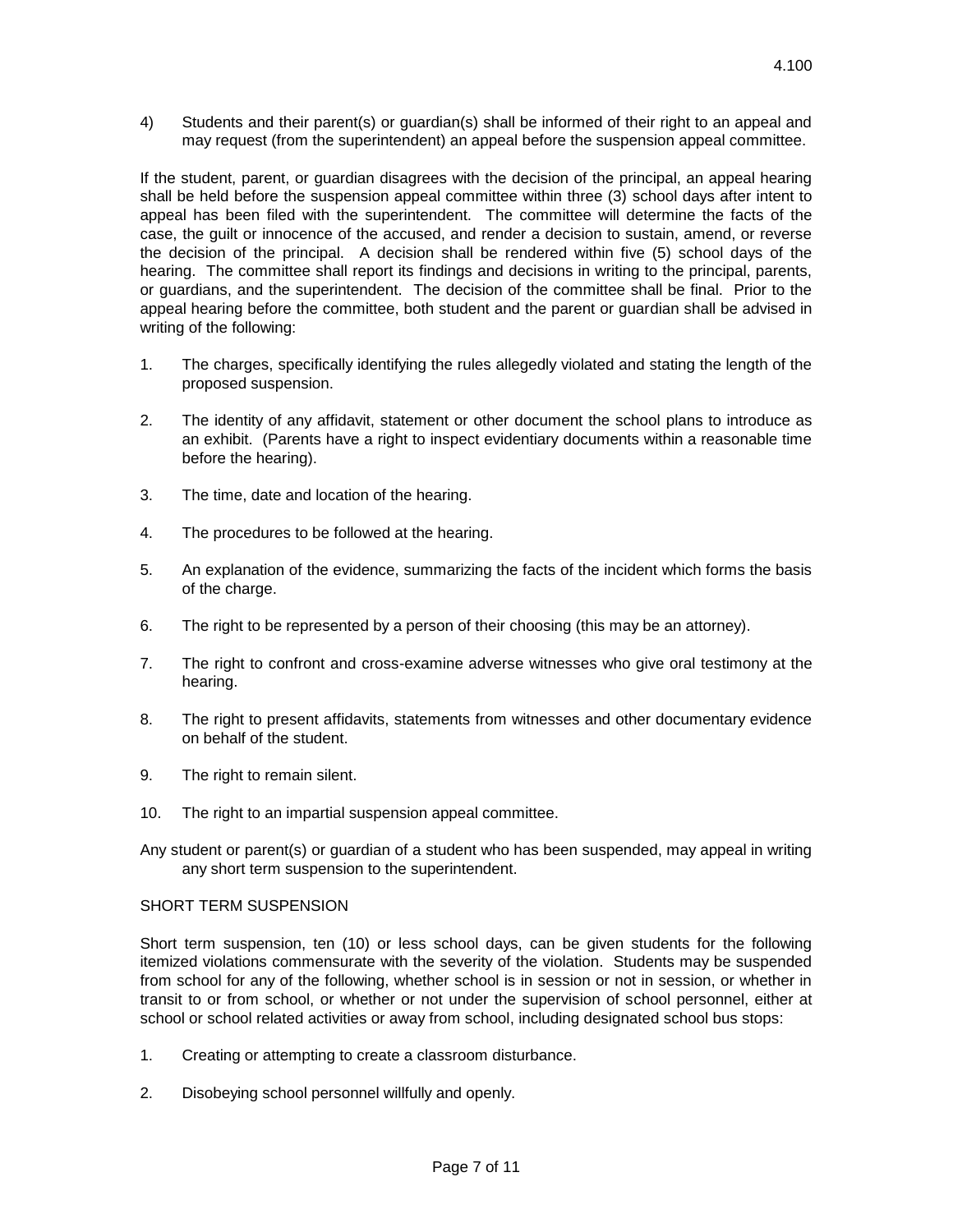4) Students and their parent(s) or guardian(s) shall be informed of their right to an appeal and may request (from the superintendent) an appeal before the suspension appeal committee.

If the student, parent, or guardian disagrees with the decision of the principal, an appeal hearing shall be held before the suspension appeal committee within three (3) school days after intent to appeal has been filed with the superintendent. The committee will determine the facts of the case, the guilt or innocence of the accused, and render a decision to sustain, amend, or reverse the decision of the principal. A decision shall be rendered within five (5) school days of the hearing. The committee shall report its findings and decisions in writing to the principal, parents, or guardians, and the superintendent. The decision of the committee shall be final. Prior to the appeal hearing before the committee, both student and the parent or guardian shall be advised in writing of the following:

1. The charges, specifically identifying the rules allegedly violated and stating the length of the proposed suspension.
2. The identity of any affidavit, statement or other document the school plans to introduce as an exhibit. (Parents have a right to inspect evidentiary documents within a reasonable time before the hearing).
3. The time, date and location of the hearing.
4. The procedures to be followed at the hearing.
5. An explanation of the evidence, summarizing the facts of the incident which forms the basis of the charge.
6. The right to be represented by a person of their choosing (this may be an attorney).
7. The right to confront and cross-examine adverse witnesses who give oral testimony at the hearing.
8. The right to present affidavits, statements from witnesses and other documentary evidence on behalf of the student.
9. The right to remain silent.
10. The right to an impartial suspension appeal committee.

Any student or parent(s) or guardian of a student who has been suspended, may appeal in writing any short term suspension to the superintendent.

SHORT TERM SUSPENSION

Short term suspension, ten (10) or less school days, can be given students for the following itemized violations commensurate with the severity of the violation. Students may be suspended from school for any of the following, whether school is in session or not in session, or whether in transit to or from school, or whether or not under the supervision of school personnel, either at school or school related activities or away from school, including designated school bus stops:

1. Creating or attempting to create a classroom disturbance.
2. Disobeying school personnel willfully and openly.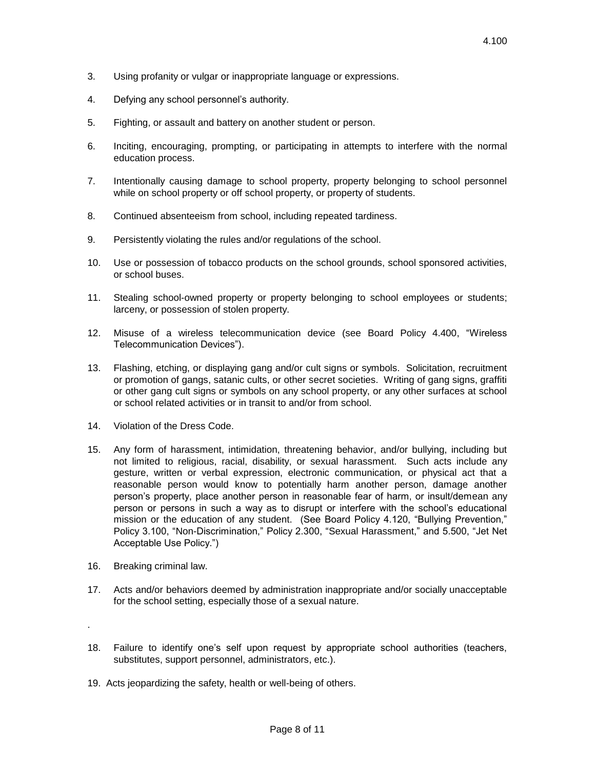3. Using profanity or vulgar or inappropriate language or expressions.

4. Defying any school personnel's authority.

5. Fighting, or assault and battery on another student or person.

6. Inciting, encouraging, prompting, or participating in attempts to interfere with the normal education process.

7. Intentionally causing damage to school property, property belonging to school personnel while on school property or off school property, or property of students.

8. Continued absenteeism from school, including repeated tardiness.

9. Persistently violating the rules and/or regulations of the school.

10. Use or possession of tobacco products on the school grounds, school sponsored activities, or school buses.

11. Stealing school-owned property or property belonging to school employees or students; larceny, or possession of stolen property.

12. Misuse of a wireless telecommunication device (see Board Policy 4.400, "Wireless Telecommunication Devices").

13. Flashing, etching, or displaying gang and/or cult signs or symbols. Solicitation, recruitment or promotion of gangs, satanic cults, or other secret societies. Writing of gang signs, graffiti or other gang cult signs or symbols on any school property, or any other surfaces at school or school related activities or in transit to and/or from school.

14. Violation of the Dress Code.

15. Any form of harassment, intimidation, threatening behavior, and/or bullying, including but not limited to religious, racial, disability, or sexual harassment. Such acts include any gesture, written or verbal expression, electronic communication, or physical act that a reasonable person would know to potentially harm another person, damage another person's property, place another person in reasonable fear of harm, or insult/demean any person or persons in such a way as to disrupt or interfere with the school's educational mission or the education of any student. (See Board Policy 4.120, "Bullying Prevention," Policy 3.100, "Non-Discrimination," Policy 2.300, "Sexual Harassment," and 5.500, "Jet Net Acceptable Use Policy.")

16. Breaking criminal law.

17. Acts and/or behaviors deemed by administration inappropriate and/or socially unacceptable for the school setting, especially those of a sexual nature.

18. Failure to identify one's self upon request by appropriate school authorities (teachers, substitutes, support personnel, administrators, etc.).

19. Acts jeopardizing the safety, health or well-being of others.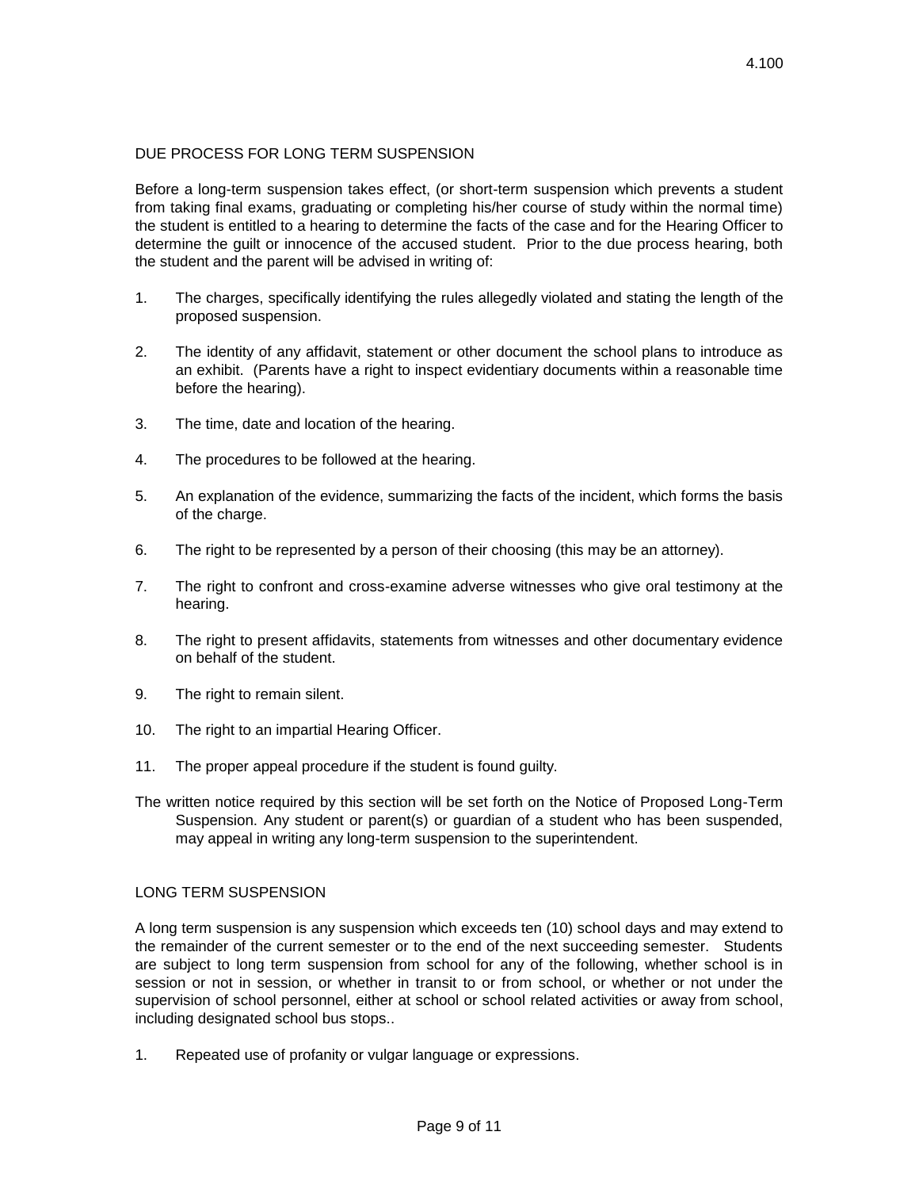## DUE PROCESS FOR LONG TERM SUSPENSION

Before a long-term suspension takes effect, (or short-term suspension which prevents a student from taking final exams, graduating or completing his/her course of study within the normal time) the student is entitled to a hearing to determine the facts of the case and for the Hearing Officer to determine the guilt or innocence of the accused student. Prior to the due process hearing, both the student and the parent will be advised in writing of:

1. The charges, specifically identifying the rules allegedly violated and stating the length of the proposed suspension.
2. The identity of any affidavit, statement or other document the school plans to introduce as an exhibit. (Parents have a right to inspect evidentiary documents within a reasonable time before the hearing).
3. The time, date and location of the hearing.
4. The procedures to be followed at the hearing.
5. An explanation of the evidence, summarizing the facts of the incident, which forms the basis of the charge.
6. The right to be represented by a person of their choosing (this may be an attorney).
7. The right to confront and cross-examine adverse witnesses who give oral testimony at the hearing.
8. The right to present affidavits, statements from witnesses and other documentary evidence on behalf of the student.
9. The right to remain silent.
10. The right to an impartial Hearing Officer.
11. The proper appeal procedure if the student is found guilty.

The written notice required by this section will be set forth on the Notice of Proposed Long-Term Suspension. Any student or parent(s) or guardian of a student who has been suspended, may appeal in writing any long-term suspension to the superintendent.

## LONG TERM SUSPENSION

A long term suspension is any suspension which exceeds ten (10) school days and may extend to the remainder of the current semester or to the end of the next succeeding semester. Students are subject to long term suspension from school for any of the following, whether school is in session or not in session, or whether in transit to or from school, or whether or not under the supervision of school personnel, either at school or school related activities or away from school, including designated school bus stops..

1. Repeated use of profanity or vulgar language or expressions.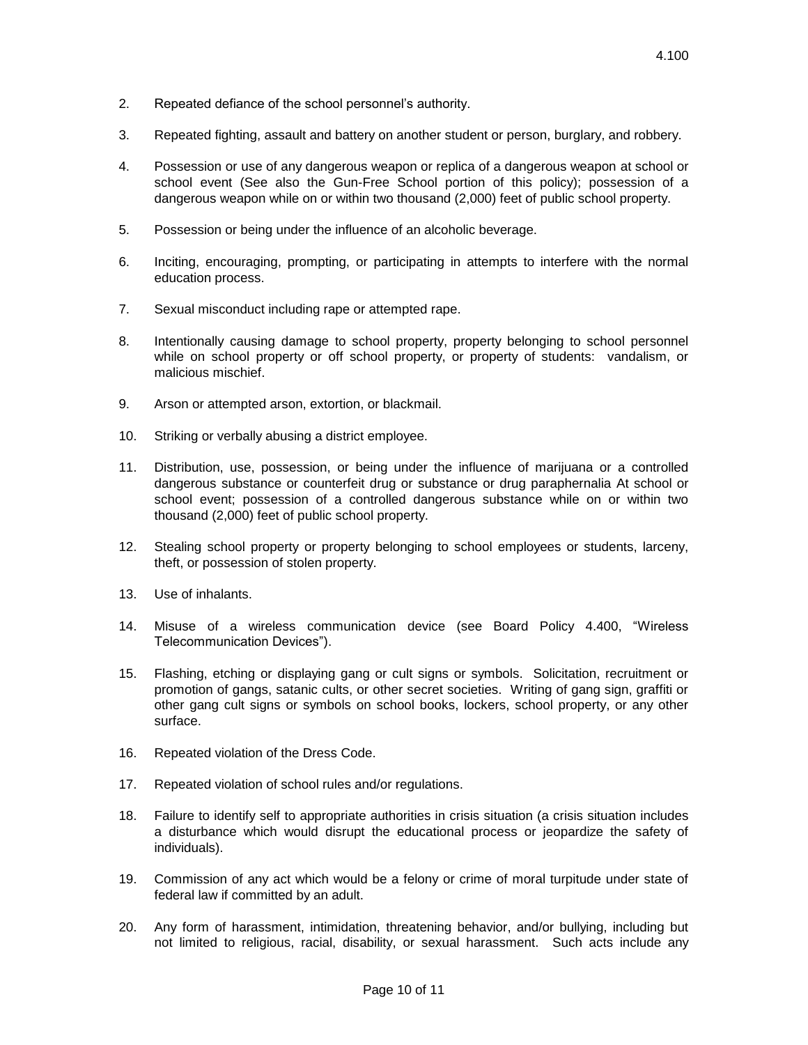2. Repeated defiance of the school personnel's authority.

3. Repeated fighting, assault and battery on another student or person, burglary, and robbery.

4. Possession or use of any dangerous weapon or replica of a dangerous weapon at school or school event (See also the Gun-Free School portion of this policy); possession of a dangerous weapon while on or within two thousand (2,000) feet of public school property.

5. Possession or being under the influence of an alcoholic beverage.

6. Inciting, encouraging, prompting, or participating in attempts to interfere with the normal education process.

7. Sexual misconduct including rape or attempted rape.

8. Intentionally causing damage to school property, property belonging to school personnel while on school property or off school property, or property of students: vandalism, or malicious mischief.

9. Arson or attempted arson, extortion, or blackmail.

10. Striking or verbally abusing a district employee.

11. Distribution, use, possession, or being under the influence of marijuana or a controlled dangerous substance or counterfeit drug or substance or drug paraphernalia At school or school event; possession of a controlled dangerous substance while on or within two thousand (2,000) feet of public school property.

12. Stealing school property or property belonging to school employees or students, larceny, theft, or possession of stolen property.

13. Use of inhalants.

14. Misuse of a wireless communication device (see Board Policy 4.400, "Wireless Telecommunication Devices").

15. Flashing, etching or displaying gang or cult signs or symbols. Solicitation, recruitment or promotion of gangs, satanic cults, or other secret societies. Writing of gang sign, graffiti or other gang cult signs or symbols on school books, lockers, school property, or any other surface.

16. Repeated violation of the Dress Code.

17. Repeated violation of school rules and/or regulations.

18. Failure to identify self to appropriate authorities in crisis situation (a crisis situation includes a disturbance which would disrupt the educational process or jeopardize the safety of individuals).

19. Commission of any act which would be a felony or crime of moral turpitude under state of federal law if committed by an adult.

20. Any form of harassment, intimidation, threatening behavior, and/or bullying, including but not limited to religious, racial, disability, or sexual harassment. Such acts include any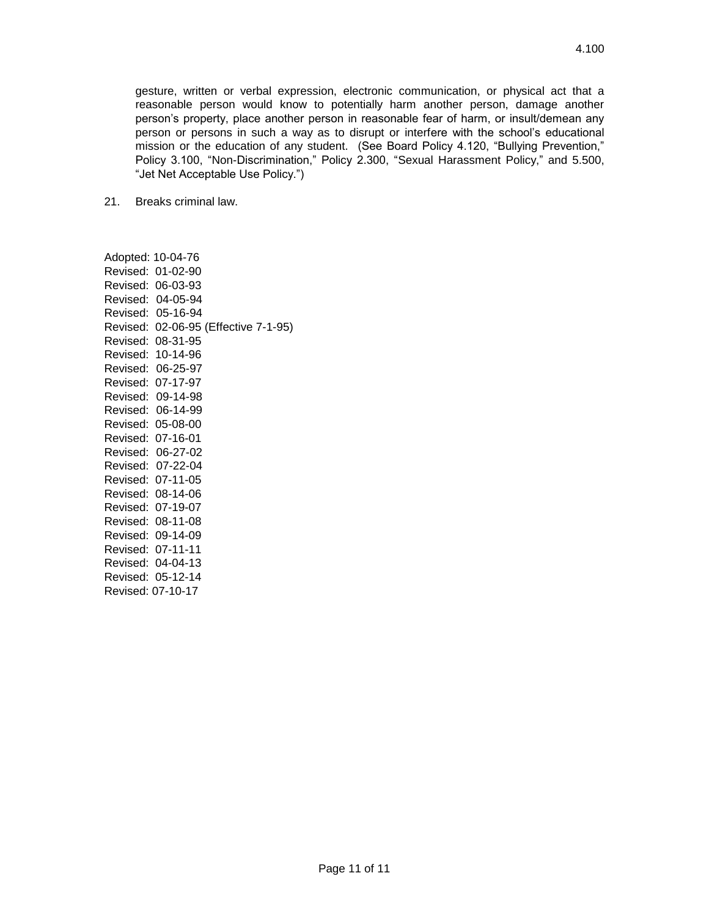gesture, written or verbal expression, electronic communication, or physical act that a reasonable person would know to potentially harm another person, damage another person's property, place another person in reasonable fear of harm, or insult/demean any person or persons in such a way as to disrupt or interfere with the school's educational mission or the education of any student. (See Board Policy 4.120, "Bullying Prevention," Policy 3.100, "Non-Discrimination," Policy 2.300, "Sexual Harassment Policy," and 5.500, "Jet Net Acceptable Use Policy.")

21. Breaks criminal law.

Adopted: 10-04-76
Revised: 01-02-90
Revised: 06-03-93
Revised: 04-05-94
Revised: 05-16-94
Revised: 02-06-95 (Effective 7-1-95)
Revised: 08-31-95
Revised: 10-14-96
Revised: 06-25-97
Revised: 07-17-97
Revised: 09-14-98
Revised: 06-14-99
Revised: 05-08-00
Revised: 07-16-01
Revised: 06-27-02
Revised: 07-22-04
Revised: 07-11-05
Revised: 08-14-06
Revised: 07-19-07
Revised: 08-11-08
Revised: 09-14-09
Revised: 07-11-11
Revised: 04-04-13
Revised: 05-12-14
Revised: 07-10-17